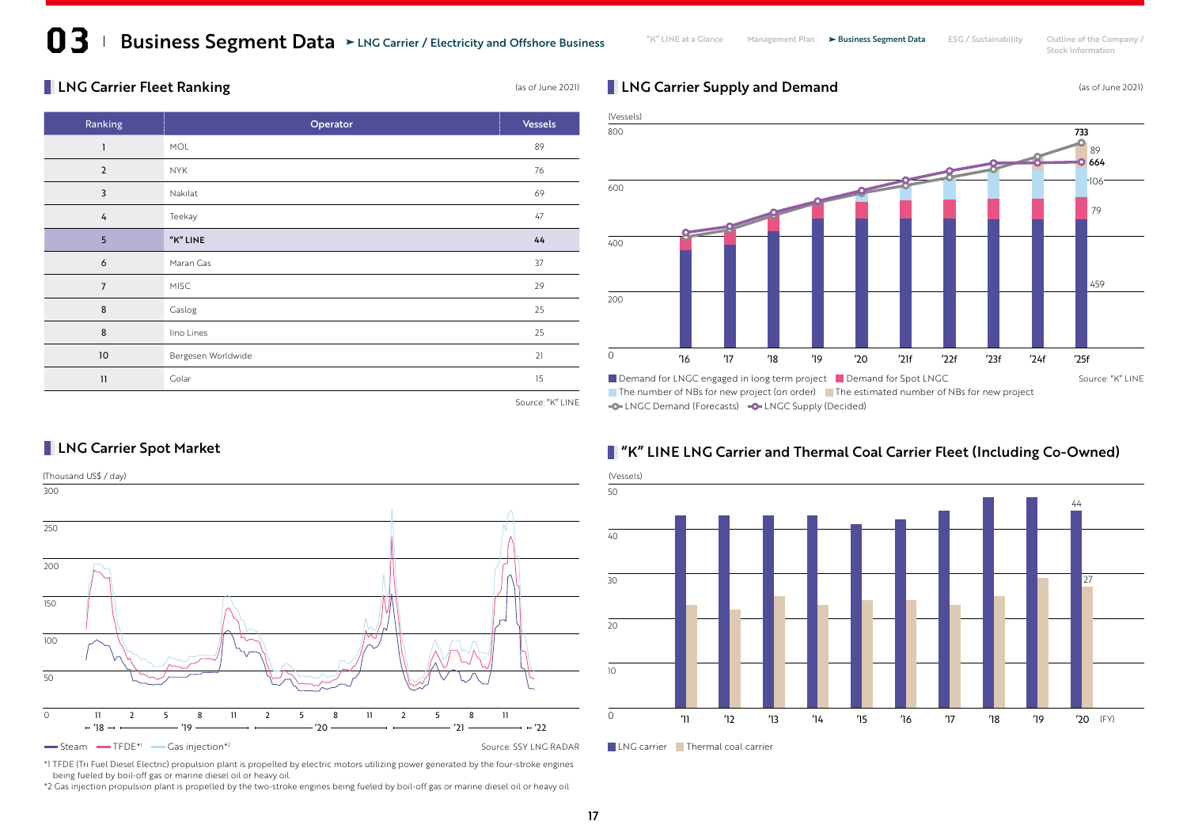# 03 Business Segment Data ➤ LNG Carrier / Electricity and Offshore Business

## LNG Carrier Fleet Ranking

(as of June 2021)

| Ranking | Operator | Vessels |
|---|---|---|
| 1 | MOL | 89 |
| 2 | NYK | 76 |
| 3 | Nakilat | 69 |
| 4 | Teekay | 47 |
| 5 | **"K" LINE** | **44** |
| 6 | Maran Gas | 37 |
| 7 | MISC | 29 |
| 8 | Gaslog | 25 |
| 8 | Iino Lines | 25 |
| 10 | Bergesen Worldwide | 21 |
| 11 | Golar | 15 |

Source: "K" LINE

## LNG Carrier Supply and Demand

(as of June 2021)

(Vessels)

733, 89, 664, 106, 79, 459

■ Demand for LNGC engaged in long term project ■ Demand for Spot LNGC ■ The number of NBs for new project (on order) ■ The estimated number of NBs for new project —○— LNGC Demand (Forecasts) —○— LNGC Supply (Decided)

Source: "K" LINE

## LNG Carrier Spot Market

(Thousand US$ / day)

— Steam — TFDE[*1] — Gas injection[*2]

Source: SSY LNG RADAR

*1 TFDE (Tri Fuel Diesel Electric) propulsion plant is propelled by electric motors utilizing power generated by the four-stroke engines being fueled by boil-off gas or marine diesel oil or heavy oil.

*2 Gas injection propulsion plant is propelled by the two-stroke engines being fueled by boil-off gas or marine diesel oil or heavy oil

## "K" LINE LNG Carrier and Thermal Coal Carrier Fleet (Including Co-Owned)

(Vessels)

'20 (FY): LNG carrier 44, Thermal coal carrier 27

■ LNG carrier ■ Thermal coal carrier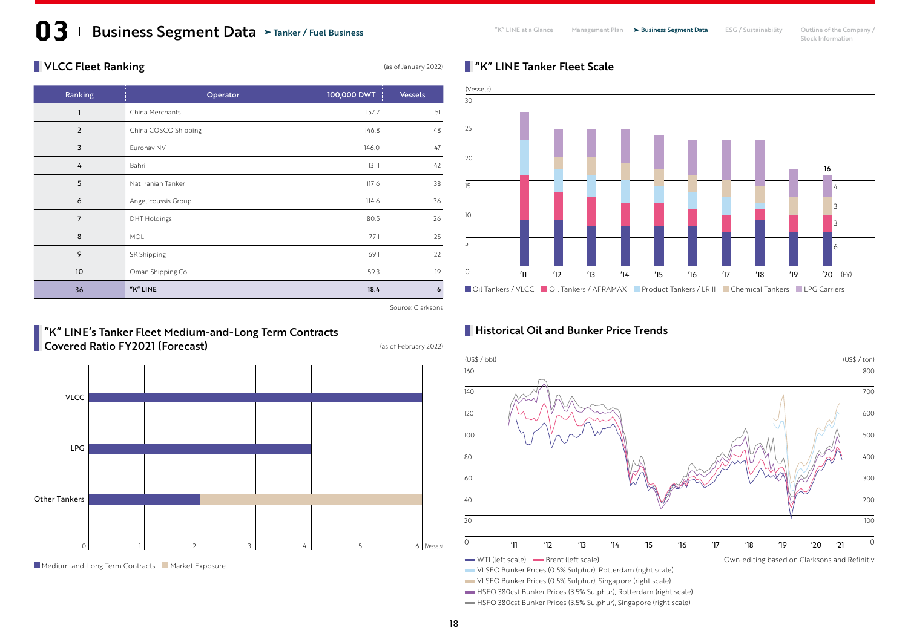# 03 Business Segment Data ➤ Tanker / Fuel Business

## VLCC Fleet Ranking

(as of January 2022)

| Ranking | Operator | 100,000 DWT | Vessels |
|---|---|---|---|
| 1 | China Merchants | 157.7 | 51 |
| 2 | China COSCO Shipping | 146.8 | 48 |
| 3 | Euronav NV | 146.0 | 47 |
| 4 | Bahri | 131.1 | 42 |
| 5 | Nat Iranian Tanker | 117.6 | 38 |
| 6 | Angelicoussis Group | 114.6 | 36 |
| 7 | DHT Holdings | 80.5 | 26 |
| 8 | MOL | 77.1 | 25 |
| 9 | SK Shipping | 69.1 | 22 |
| 10 | Oman Shipping Co | 59.3 | 19 |
| 36 | **"K" LINE** | **18.4** | **6** |

Source: Clarksons

## "K" LINE Tanker Fleet Scale

(Vessels)

FY2020: 16 — Oil Tankers / VLCC 6, Oil Tankers / AFRAMAX 3, Chemical Tankers 3, LPG Carriers 4

Oil Tankers / VLCC | Oil Tankers / AFRAMAX | Product Tankers / LR II | Chemical Tankers | LPG Carriers

## "K" LINE's Tanker Fleet Medium-and-Long Term Contracts Covered Ratio FY2021 (Forecast)

(as of February 2022)

Medium-and-Long Term Contracts | Market Exposure

## Historical Oil and Bunker Price Trends

(US$ / bbl) (US$ / ton)

WTI (left scale)
Brent (left scale)
VLSFO Bunker Prices (0.5% Sulphur), Rotterdam (right scale)
VLSFO Bunker Prices (0.5% Sulphur), Singapore (right scale)
HSFO 380cst Bunker Prices (3.5% Sulphur), Rotterdam (right scale)
HSFO 380cst Bunker Prices (3.5% Sulphur), Singapore (right scale)

Own-editing based on Clarksons and Refinitiv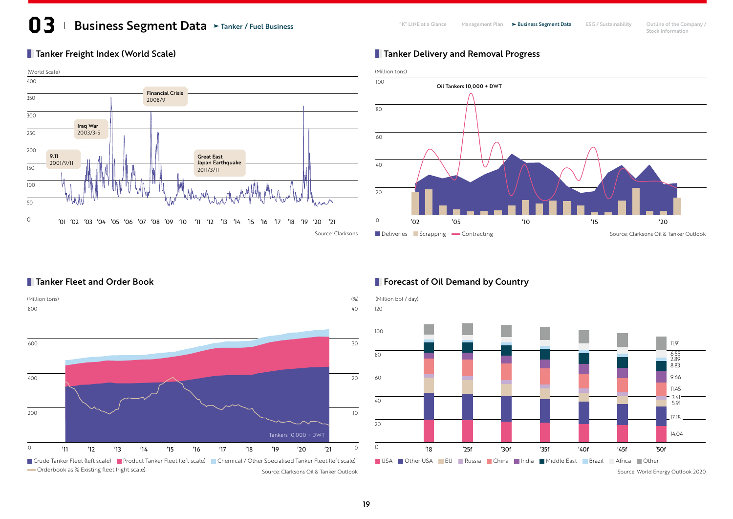# 03 Business Segment Data ➤ Tanker / Fuel Business

## Tanker Freight Index (World Scale)

(World Scale)

Financial Crisis 2008/9

Iraq War 2003/3-5

9.11 2001/9/11

Great East Japan Earthquake 2011/3/11

Source: Clarksons

## Tanker Delivery and Removal Progress

(Million tons)

Oil Tankers 10,000 + DWT

Deliveries / Scrapping / Contracting

Source: Clarksons Oil & Tanker Outlook

## Tanker Fleet and Order Book

(Million tons) (%)

Tankers 10,000 + DWT

Crude Tanker Fleet (left scale) / Product Tanker Fleet (left scale) / Chemical / Other Specialised Tanker Fleet (left scale) / Orderbook as % Existing fleet (right scale)

Source: Clarksons Oil & Tanker Outlook

## Forecast of Oil Demand by Country

(Million bbl / day)

| | '50f |
|---|---|
| Other | 11.91 |
| Africa | 6.55 |
| Brazil | 2.89 |
| Middle East | 8.83 |
| India | 9.66 |
| China | 11.45 |
| Russia | 3.41 |
| EU | 5.91 |
| Other USA | 17.18 |
| USA | 14.04 |

USA / Other USA / EU / Russia / China / India / Middle East / Brazil / Africa / Other

Source: World Energy Outlook 2020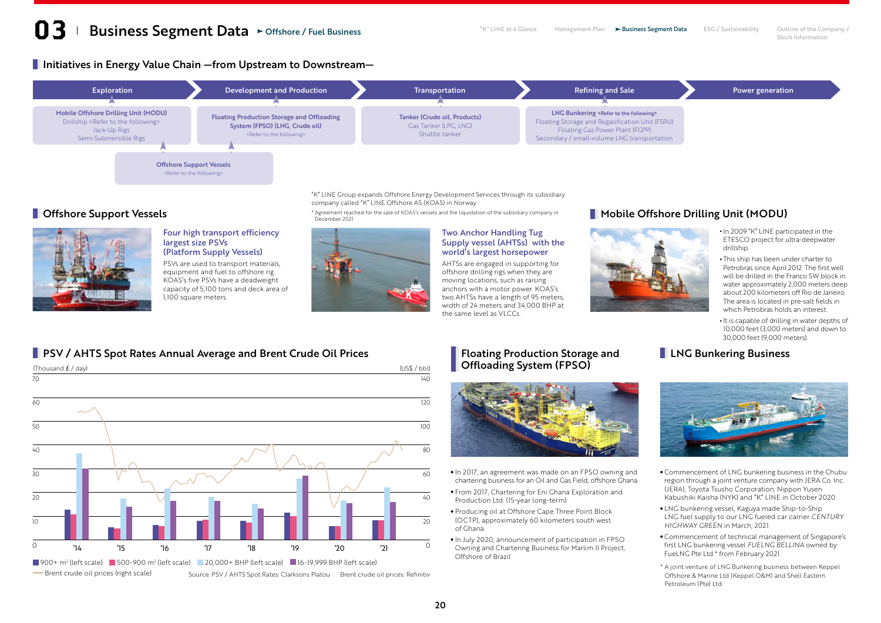# 03 Business Segment Data ➤ Offshore / Fuel Business

## Initiatives in Energy Value Chain —from Upstream to Downstream—

**Exploration**
- Mobile Offshore Drilling Unit (MODU)
- Drillship <Refer to the following>
- Jack-Up Rigs
- Semi-Submersible Rigs

**Development and Production**
- Floating Production Storage and Offloading System (FPSO) (LNG, Crude oil) <Refer to the following>

Offshore Support Vessels <Refer to the following>

**Transportation**
- Tanker (Crude oil, Products)
- Gas Tanker (LPG, LNG)
- Shuttle tanker

**Refining and Sale**
- LNG Bunkering <Refer to the following>
- Floating Storage and Regasification Unit (FSRU)
- Floating Gas Power Plant (FGPP)
- Secondary / small-volume LNG transportation

**Power generation**

"K" LINE Group expands Offshore Energy Development Services through its subsidiary company called "K" LINE Offshore AS (KOAS) in Norway.

* Agreement reached for the sale of KOAS's vessels and the liquidation of the subsidiary company in December 2021

## Offshore Support Vessels

### Four high transport efficiency largest size PSVs (Platform Supply Vessels)

PSVs are used to transport materials, equipment and fuel to offshore rig. KOAS's five PSVs have a deadweight capacity of 5,100 tons and deck area of 1,100 square meters.

### Two Anchor Handling Tug Supply vessel (AHTSs) with the world's largest horsepower

AHTSs are engaged in supporting for offshore drilling rigs when they are moving locations, such as raising anchors with a motor power. KOAS's two AHTSs have a length of 95 meters, width of 24 meters and 34,000 BHP at the same level as VLCCs.

## Mobile Offshore Drilling Unit (MODU)

- In 2009 "K" LINE participated in the ETESCO project for ultra-deepwater drillship.
- This ship has been under charter to Petrobras since April 2012. The first well will be drilled in the Franco SW block in water approximately 2,000 meters deep about 200 kilometers off Rio de Janeiro. The area is located in pre-salt fields in which Petrobras holds an interest.
- It is capable of drilling in water depths of 10,000 feet (3,000 meters) and down to 30,000 feet (9,000 meters).

## PSV / AHTS Spot Rates Annual Average and Brent Crude Oil Prices

(Thousand £ / day)
(US$ / bbl)

70, 60, 50, 40, 30, 20, 10, 0
140, 120, 100, 80, 60, 40, 20, 0

'14 '15 '16 '17 '18 '19 '20 '21

900+ m² (left scale)
500-900 m² (left scale)
20,000+ BHP (left scale)
16-19,999 BHP (left scale)
Brent crude oil prices (right scale)

Source: PSV / AHTS Spot Rates: Clarksons Platou   Brent crude oil prices: Refinitiv

## Floating Production Storage and Offloading System (FPSO)

- In 2017, an agreement was made on an FPSO owning and chartering business for an Oil and Gas Field, offshore Ghana.
- From 2017, Chartering for Eni Ghana Exploration and Production Ltd. (15-year long-term)
- Producing oil at Offshore Cape Three Point Block (OCTP), approximately 60 kilometers south west of Ghana.
- In July 2020, announcement of participation in FPSO Owning and Chartering Business for Marlim II Project, Offshore of Brazil

## LNG Bunkering Business

- Commencement of LNG bunkering business in the Chubu region through a joint venture company with JERA Co. Inc. (JERA), Toyota Tsusho Corporation, Nippon Yusen Kabushiki Kaisha (NYK) and "K" LINE in October 2020.
- LNG bunkering vessel, Kaguya made Ship-to-Ship LNG fuel supply to our LNG fueled car carrier *CENTURY HIGHWAY GREEN* in March, 2021.
- Commencement of technical management of Singapore's first LNG bunkering vessel *FUELNG BELLINA* owned by FueLNG Pte Ltd.* from February 2021.

* A joint venture of LNG Bunkering business between Keppel Offshore & Marine Ltd (Keppel O&M) and Shell Eastern Petroleum (Pte) Ltd.